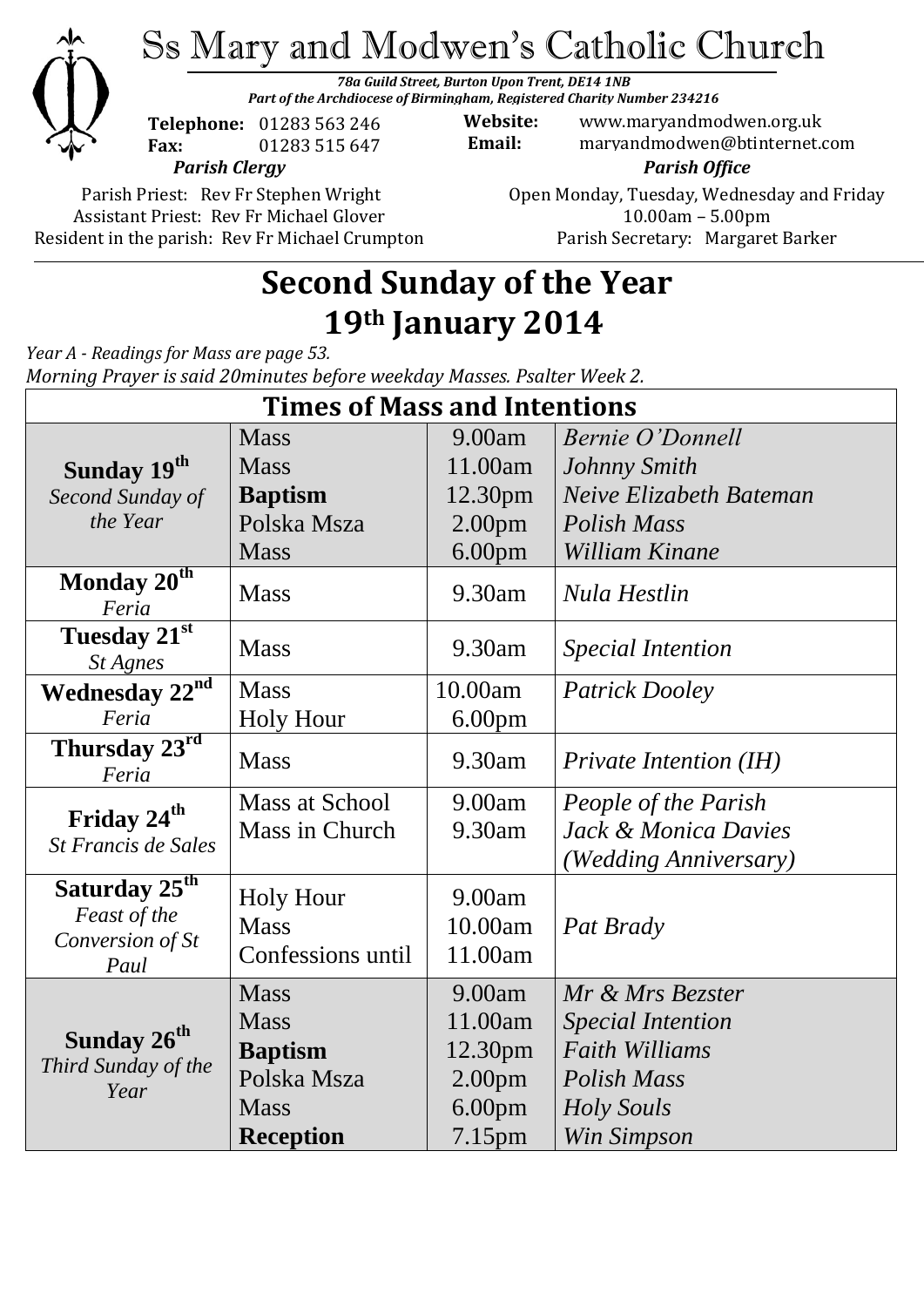# Ss Mary and Modwen's Catholic Church

*78a Guild Street, Burton Upon Trent, DE14 1NB*
*Part of the Archdiocese of Birmingham, Registered Charity Number 234216*

**Telephone:** 01283 563 246
**Fax:** 01283 515 647

**Website:** www.maryandmodwen.org.uk
**Email:** maryandmodwen@btinternet.com

***Parish Clergy***

Parish Priest: Rev Fr Stephen Wright
Assistant Priest: Rev Fr Michael Glover
Resident in the parish: Rev Fr Michael Crumpton

***Parish Office***

Open Monday, Tuesday, Wednesday and Friday
10.00am – 5.00pm
Parish Secretary: Margaret Barker

## Second Sunday of the Year
## 19th January 2014

*Year A - Readings for Mass are page 53.*
*Morning Prayer is said 20minutes before weekday Masses. Psalter Week 2.*

| Times of Mass and Intentions | | | |
|---|---|---|---|
| **Sunday 19th** *Second Sunday of the Year* | Mass | 9.00am | *Bernie O'Donnell* |
| | Mass | 11.00am | *Johnny Smith* |
| | **Baptism** | 12.30pm | *Neive Elizabeth Bateman* |
| | Polska Msza | 2.00pm | *Polish Mass* |
| | Mass | 6.00pm | *William Kinane* |
| **Monday 20th** *Feria* | Mass | 9.30am | *Nula Hestlin* |
| **Tuesday 21st** *St Agnes* | Mass | 9.30am | *Special Intention* |
| **Wednesday 22nd** *Feria* | Mass | 10.00am | *Patrick Dooley* |
| | Holy Hour | 6.00pm | |
| **Thursday 23rd** *Feria* | Mass | 9.30am | *Private Intention (IH)* |
| **Friday 24th** *St Francis de Sales* | Mass at School | 9.00am | *People of the Parish* |
| | Mass in Church | 9.30am | *Jack & Monica Davies (Wedding Anniversary)* |
| **Saturday 25th** *Feast of the Conversion of St Paul* | Holy Hour | 9.00am | |
| | Mass | 10.00am | *Pat Brady* |
| | Confessions until | 11.00am | |
| **Sunday 26th** *Third Sunday of the Year* | Mass | 9.00am | *Mr & Mrs Bezster* |
| | Mass | 11.00am | *Special Intention* |
| | **Baptism** | 12.30pm | *Faith Williams* |
| | Polska Msza | 2.00pm | *Polish Mass* |
| | Mass | 6.00pm | *Holy Souls* |
| | **Reception** | 7.15pm | *Win Simpson* |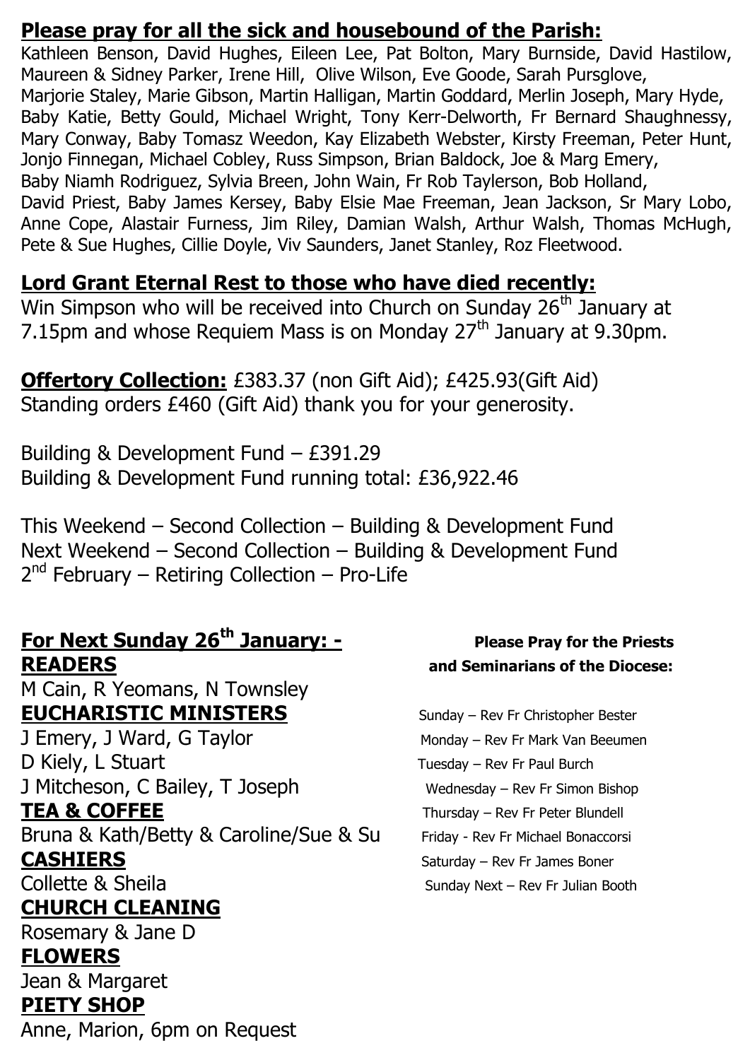**Please pray for all the sick and housebound of the Parish:**

Kathleen Benson, David Hughes, Eileen Lee, Pat Bolton, Mary Burnside, David Hastilow, Maureen & Sidney Parker, Irene Hill, Olive Wilson, Eve Goode, Sarah Pursglove, Marjorie Staley, Marie Gibson, Martin Halligan, Martin Goddard, Merlin Joseph, Mary Hyde, Baby Katie, Betty Gould, Michael Wright, Tony Kerr-Delworth, Fr Bernard Shaughnessy, Mary Conway, Baby Tomasz Weedon, Kay Elizabeth Webster, Kirsty Freeman, Peter Hunt, Jonjo Finnegan, Michael Cobley, Russ Simpson, Brian Baldock, Joe & Marg Emery, Baby Niamh Rodriguez, Sylvia Breen, John Wain, Fr Rob Taylerson, Bob Holland, David Priest, Baby James Kersey, Baby Elsie Mae Freeman, Jean Jackson, Sr Mary Lobo, Anne Cope, Alastair Furness, Jim Riley, Damian Walsh, Arthur Walsh, Thomas McHugh, Pete & Sue Hughes, Cillie Doyle, Viv Saunders, Janet Stanley, Roz Fleetwood.

**Lord Grant Eternal Rest to those who have died recently:**

Win Simpson who will be received into Church on Sunday 26th January at 7.15pm and whose Requiem Mass is on Monday 27th January at 9.30pm.

**Offertory Collection:** £383.37 (non Gift Aid); £425.93(Gift Aid) Standing orders £460 (Gift Aid) thank you for your generosity.

Building & Development Fund – £391.29
Building & Development Fund running total: £36,922.46

This Weekend – Second Collection – Building & Development Fund
Next Weekend – Second Collection – Building & Development Fund
2nd February – Retiring Collection – Pro-Life

**For Next Sunday 26th January: -**

**READERS**
M Cain, R Yeomans, N Townsley

**EUCHARISTIC MINISTERS**
J Emery, J Ward, G Taylor
D Kiely, L Stuart
J Mitcheson, C Bailey, T Joseph

**TEA & COFFEE**
Bruna & Kath/Betty & Caroline/Sue & Su

**CASHIERS**
Collette & Sheila

**CHURCH CLEANING**
Rosemary & Jane D

**FLOWERS**
Jean & Margaret

**PIETY SHOP**
Anne, Marion, 6pm on Request

**Please Pray for the Priests and Seminarians of the Diocese:**

Sunday – Rev Fr Christopher Bester
Monday – Rev Fr Mark Van Beeumen
Tuesday – Rev Fr Paul Burch
Wednesday – Rev Fr Simon Bishop
Thursday – Rev Fr Peter Blundell
Friday - Rev Fr Michael Bonaccorsi
Saturday – Rev Fr James Boner
Sunday Next – Rev Fr Julian Booth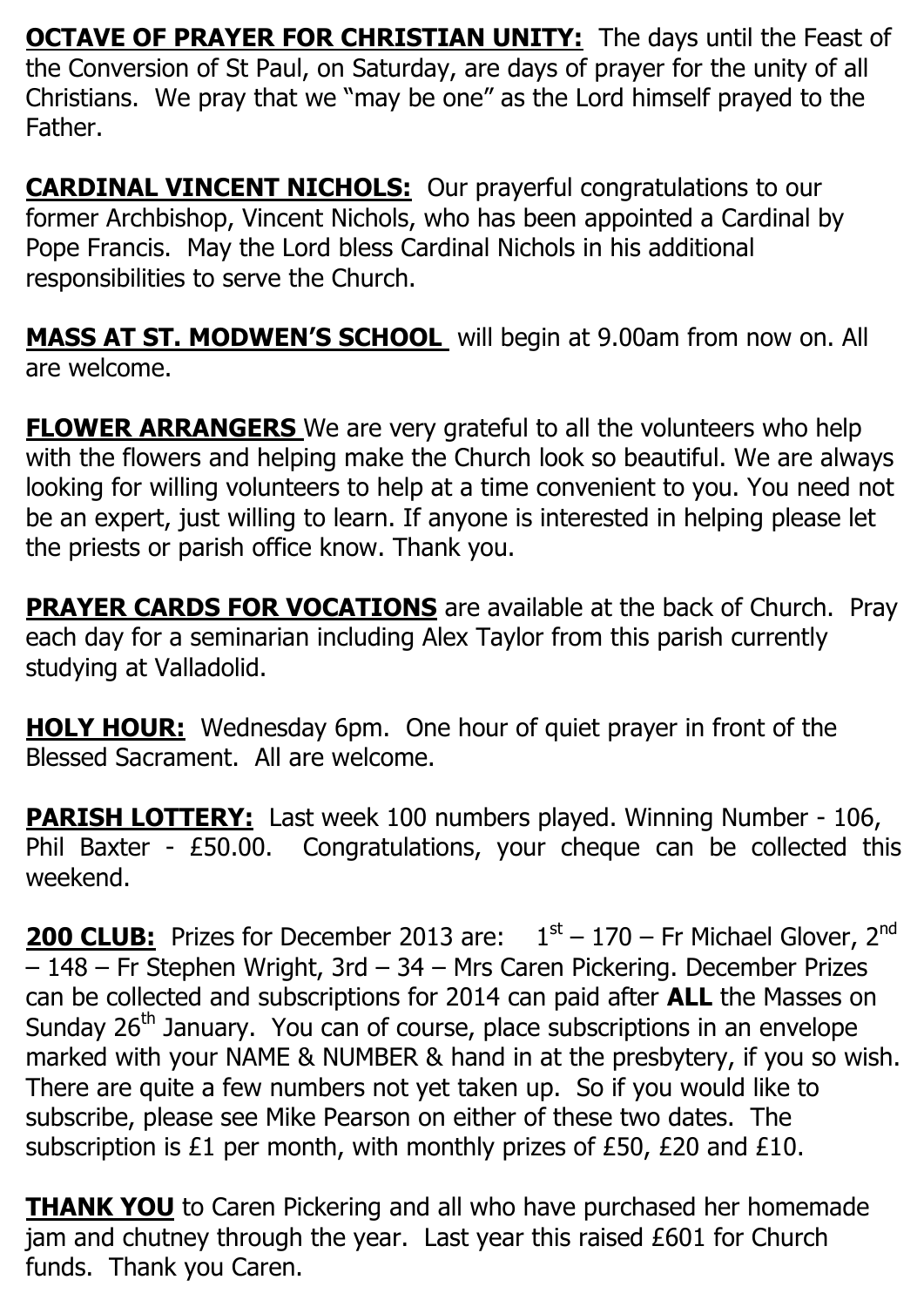**OCTAVE OF PRAYER FOR CHRISTIAN UNITY:** The days until the Feast of the Conversion of St Paul, on Saturday, are days of prayer for the unity of all Christians. We pray that we "may be one" as the Lord himself prayed to the Father.

**CARDINAL VINCENT NICHOLS:** Our prayerful congratulations to our former Archbishop, Vincent Nichols, who has been appointed a Cardinal by Pope Francis. May the Lord bless Cardinal Nichols in his additional responsibilities to serve the Church.

**MASS AT ST. MODWEN'S SCHOOL** will begin at 9.00am from now on. All are welcome.

**FLOWER ARRANGERS** We are very grateful to all the volunteers who help with the flowers and helping make the Church look so beautiful. We are always looking for willing volunteers to help at a time convenient to you. You need not be an expert, just willing to learn. If anyone is interested in helping please let the priests or parish office know. Thank you.

**PRAYER CARDS FOR VOCATIONS** are available at the back of Church. Pray each day for a seminarian including Alex Taylor from this parish currently studying at Valladolid.

**HOLY HOUR:** Wednesday 6pm. One hour of quiet prayer in front of the Blessed Sacrament. All are welcome.

**PARISH LOTTERY:** Last week 100 numbers played. Winning Number - 106, Phil Baxter - £50.00. Congratulations, your cheque can be collected this weekend.

**200 CLUB:** Prizes for December 2013 are: 1st – 170 – Fr Michael Glover, 2nd – 148 – Fr Stephen Wright, 3rd – 34 – Mrs Caren Pickering. December Prizes can be collected and subscriptions for 2014 can paid after **ALL** the Masses on Sunday 26th January. You can of course, place subscriptions in an envelope marked with your NAME & NUMBER & hand in at the presbytery, if you so wish. There are quite a few numbers not yet taken up. So if you would like to subscribe, please see Mike Pearson on either of these two dates. The subscription is £1 per month, with monthly prizes of £50, £20 and £10.

**THANK YOU** to Caren Pickering and all who have purchased her homemade jam and chutney through the year. Last year this raised £601 for Church funds. Thank you Caren.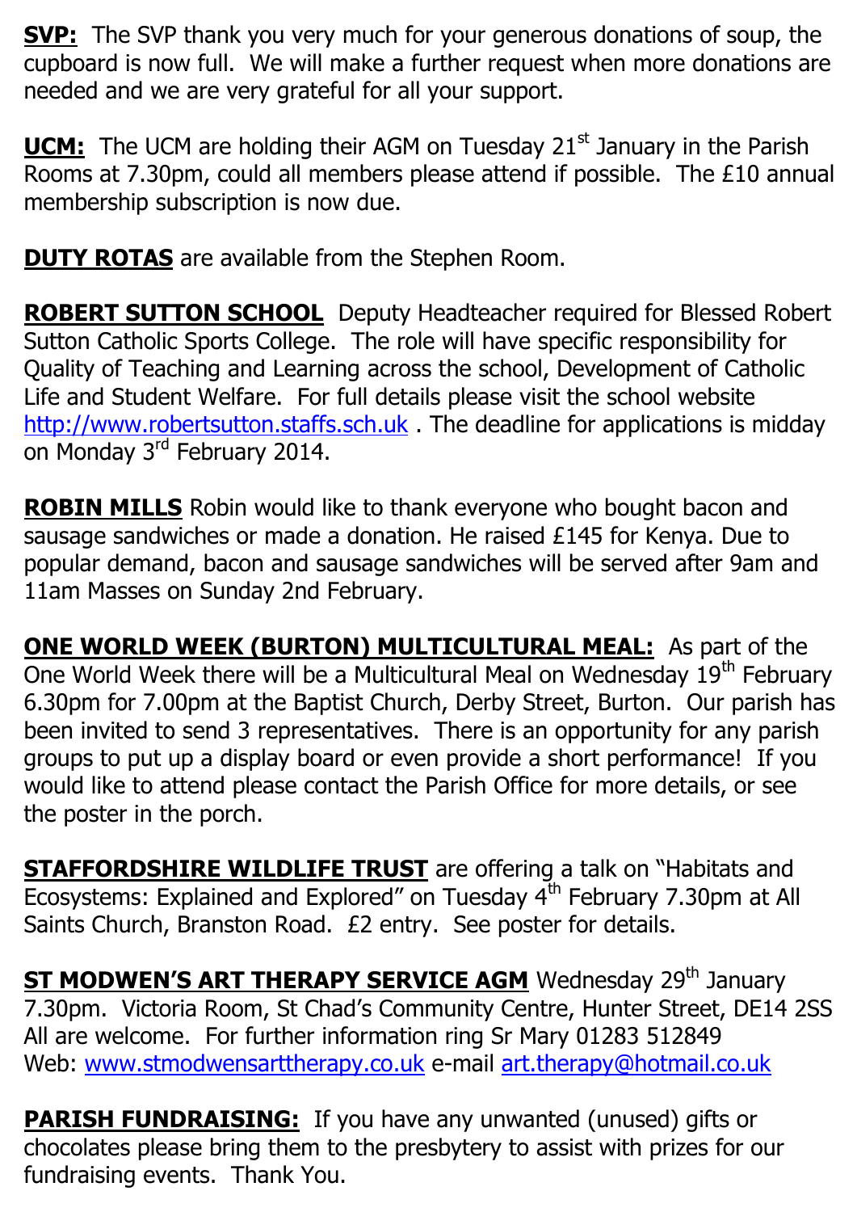**SVP:** The SVP thank you very much for your generous donations of soup, the cupboard is now full. We will make a further request when more donations are needed and we are very grateful for all your support.

**UCM:** The UCM are holding their AGM on Tuesday 21st January in the Parish Rooms at 7.30pm, could all members please attend if possible. The £10 annual membership subscription is now due.

**DUTY ROTAS** are available from the Stephen Room.

**ROBERT SUTTON SCHOOL** Deputy Headteacher required for Blessed Robert Sutton Catholic Sports College. The role will have specific responsibility for Quality of Teaching and Learning across the school, Development of Catholic Life and Student Welfare. For full details please visit the school website http://www.robertsutton.staffs.sch.uk . The deadline for applications is midday on Monday 3rd February 2014.

**ROBIN MILLS** Robin would like to thank everyone who bought bacon and sausage sandwiches or made a donation. He raised £145 for Kenya. Due to popular demand, bacon and sausage sandwiches will be served after 9am and 11am Masses on Sunday 2nd February.

**ONE WORLD WEEK (BURTON) MULTICULTURAL MEAL:** As part of the One World Week there will be a Multicultural Meal on Wednesday 19th February 6.30pm for 7.00pm at the Baptist Church, Derby Street, Burton. Our parish has been invited to send 3 representatives. There is an opportunity for any parish groups to put up a display board or even provide a short performance! If you would like to attend please contact the Parish Office for more details, or see the poster in the porch.

**STAFFORDSHIRE WILDLIFE TRUST** are offering a talk on "Habitats and Ecosystems: Explained and Explored" on Tuesday 4th February 7.30pm at All Saints Church, Branston Road. £2 entry. See poster for details.

**ST MODWEN'S ART THERAPY SERVICE AGM** Wednesday 29th January 7.30pm. Victoria Room, St Chad's Community Centre, Hunter Street, DE14 2SS All are welcome. For further information ring Sr Mary 01283 512849
Web: www.stmodwensarttherapy.co.uk e-mail art.therapy@hotmail.co.uk

**PARISH FUNDRAISING:** If you have any unwanted (unused) gifts or chocolates please bring them to the presbytery to assist with prizes for our fundraising events. Thank You.